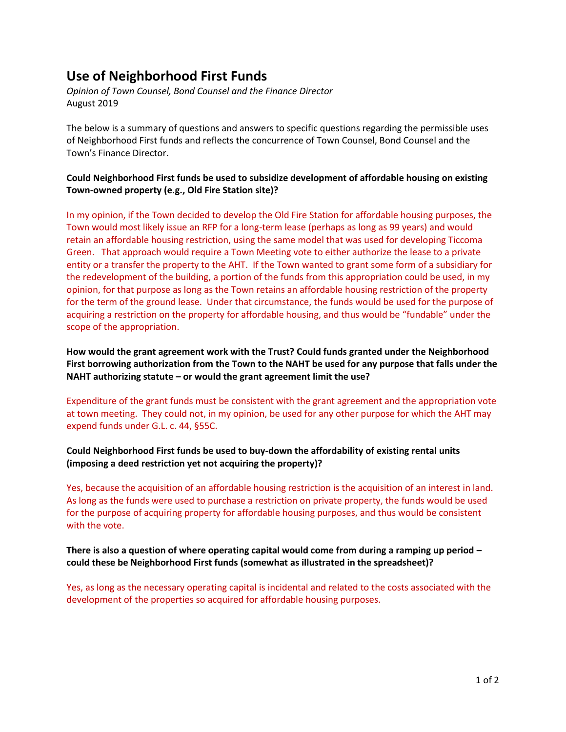# Use of Neighborhood First Funds

*Opinion of Town Counsel, Bond Counsel and the Finance Director*
August 2019

The below is a summary of questions and answers to specific questions regarding the permissible uses of Neighborhood First funds and reflects the concurrence of Town Counsel, Bond Counsel and the Town's Finance Director.

**Could Neighborhood First funds be used to subsidize development of affordable housing on existing Town-owned property (e.g., Old Fire Station site)?**

In my opinion, if the Town decided to develop the Old Fire Station for affordable housing purposes, the Town would most likely issue an RFP for a long-term lease (perhaps as long as 99 years) and would retain an affordable housing restriction, using the same model that was used for developing Ticcoma Green. That approach would require a Town Meeting vote to either authorize the lease to a private entity or a transfer the property to the AHT. If the Town wanted to grant some form of a subsidiary for the redevelopment of the building, a portion of the funds from this appropriation could be used, in my opinion, for that purpose as long as the Town retains an affordable housing restriction of the property for the term of the ground lease. Under that circumstance, the funds would be used for the purpose of acquiring a restriction on the property for affordable housing, and thus would be "fundable" under the scope of the appropriation.

**How would the grant agreement work with the Trust? Could funds granted under the Neighborhood First borrowing authorization from the Town to the NAHT be used for any purpose that falls under the NAHT authorizing statute – or would the grant agreement limit the use?**

Expenditure of the grant funds must be consistent with the grant agreement and the appropriation vote at town meeting. They could not, in my opinion, be used for any other purpose for which the AHT may expend funds under G.L. c. 44, §55C.

**Could Neighborhood First funds be used to buy-down the affordability of existing rental units (imposing a deed restriction yet not acquiring the property)?**

Yes, because the acquisition of an affordable housing restriction is the acquisition of an interest in land. As long as the funds were used to purchase a restriction on private property, the funds would be used for the purpose of acquiring property for affordable housing purposes, and thus would be consistent with the vote.

**There is also a question of where operating capital would come from during a ramping up period – could these be Neighborhood First funds (somewhat as illustrated in the spreadsheet)?**

Yes, as long as the necessary operating capital is incidental and related to the costs associated with the development of the properties so acquired for affordable housing purposes.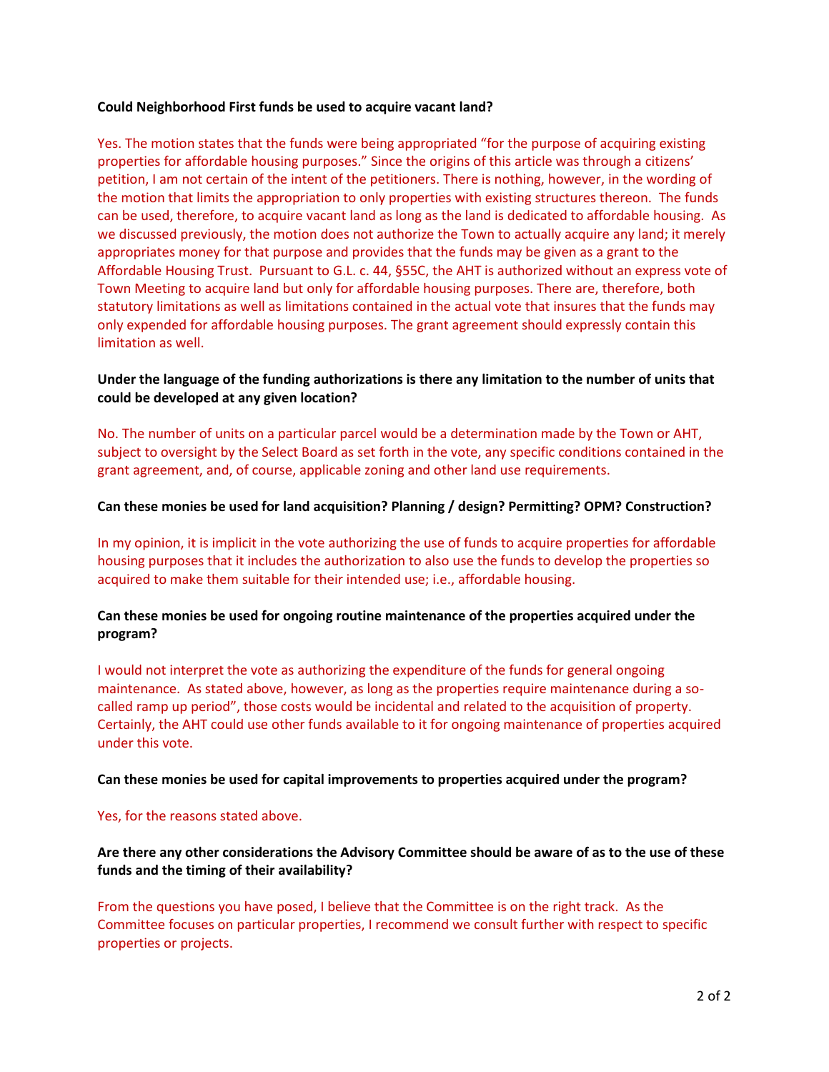**Could Neighborhood First funds be used to acquire vacant land?**

Yes. The motion states that the funds were being appropriated "for the purpose of acquiring existing properties for affordable housing purposes." Since the origins of this article was through a citizens' petition, I am not certain of the intent of the petitioners. There is nothing, however, in the wording of the motion that limits the appropriation to only properties with existing structures thereon. The funds can be used, therefore, to acquire vacant land as long as the land is dedicated to affordable housing. As we discussed previously, the motion does not authorize the Town to actually acquire any land; it merely appropriates money for that purpose and provides that the funds may be given as a grant to the Affordable Housing Trust. Pursuant to G.L. c. 44, §55C, the AHT is authorized without an express vote of Town Meeting to acquire land but only for affordable housing purposes. There are, therefore, both statutory limitations as well as limitations contained in the actual vote that insures that the funds may only expended for affordable housing purposes. The grant agreement should expressly contain this limitation as well.

**Under the language of the funding authorizations is there any limitation to the number of units that could be developed at any given location?**

No. The number of units on a particular parcel would be a determination made by the Town or AHT, subject to oversight by the Select Board as set forth in the vote, any specific conditions contained in the grant agreement, and, of course, applicable zoning and other land use requirements.

**Can these monies be used for land acquisition? Planning / design? Permitting? OPM? Construction?**

In my opinion, it is implicit in the vote authorizing the use of funds to acquire properties for affordable housing purposes that it includes the authorization to also use the funds to develop the properties so acquired to make them suitable for their intended use; i.e., affordable housing.

**Can these monies be used for ongoing routine maintenance of the properties acquired under the program?**

I would not interpret the vote as authorizing the expenditure of the funds for general ongoing maintenance. As stated above, however, as long as the properties require maintenance during a so-called ramp up period", those costs would be incidental and related to the acquisition of property. Certainly, the AHT could use other funds available to it for ongoing maintenance of properties acquired under this vote.

**Can these monies be used for capital improvements to properties acquired under the program?**

Yes, for the reasons stated above.

**Are there any other considerations the Advisory Committee should be aware of as to the use of these funds and the timing of their availability?**

From the questions you have posed, I believe that the Committee is on the right track. As the Committee focuses on particular properties, I recommend we consult further with respect to specific properties or projects.